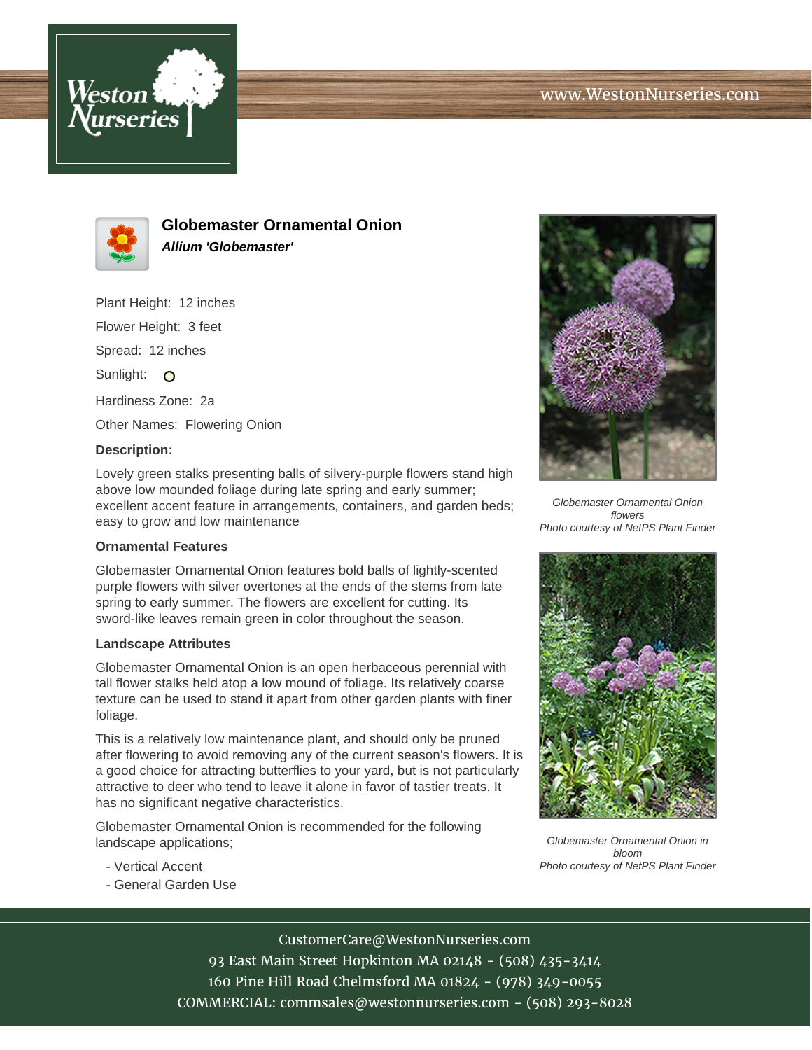# Globemaster Ornamental Onion

***Allium 'Globemaster'***

Plant Height: 12 inches

Flower Height: 3 feet

Spread: 12 inches

Sunlight: O

Hardiness Zone: 2a

Other Names: Flowering Onion

**Description:**

Lovely green stalks presenting balls of silvery-purple flowers stand high above low mounded foliage during late spring and early summer; excellent accent feature in arrangements, containers, and garden beds; easy to grow and low maintenance

### Ornamental Features

Globemaster Ornamental Onion features bold balls of lightly-scented purple flowers with silver overtones at the ends of the stems from late spring to early summer. The flowers are excellent for cutting. Its sword-like leaves remain green in color throughout the season.

### Landscape Attributes

Globemaster Ornamental Onion is an open herbaceous perennial with tall flower stalks held atop a low mound of foliage. Its relatively coarse texture can be used to stand it apart from other garden plants with finer foliage.

This is a relatively low maintenance plant, and should only be pruned after flowering to avoid removing any of the current season's flowers. It is a good choice for attracting butterflies to your yard, but is not particularly attractive to deer who tend to leave it alone in favor of tastier treats. It has no significant negative characteristics.

Globemaster Ornamental Onion is recommended for the following landscape applications;

- Vertical Accent
- General Garden Use

*Globemaster Ornamental Onion flowers*
*Photo courtesy of NetPS Plant Finder*

*Globemaster Ornamental Onion in bloom*
*Photo courtesy of NetPS Plant Finder*

CustomerCare@WestonNurseries.com
93 East Main Street Hopkinton MA 02148 - (508) 435-3414
160 Pine Hill Road Chelmsford MA 01824 - (978) 349-0055
COMMERCIAL: commsales@westonnurseries.com - (508) 293-8028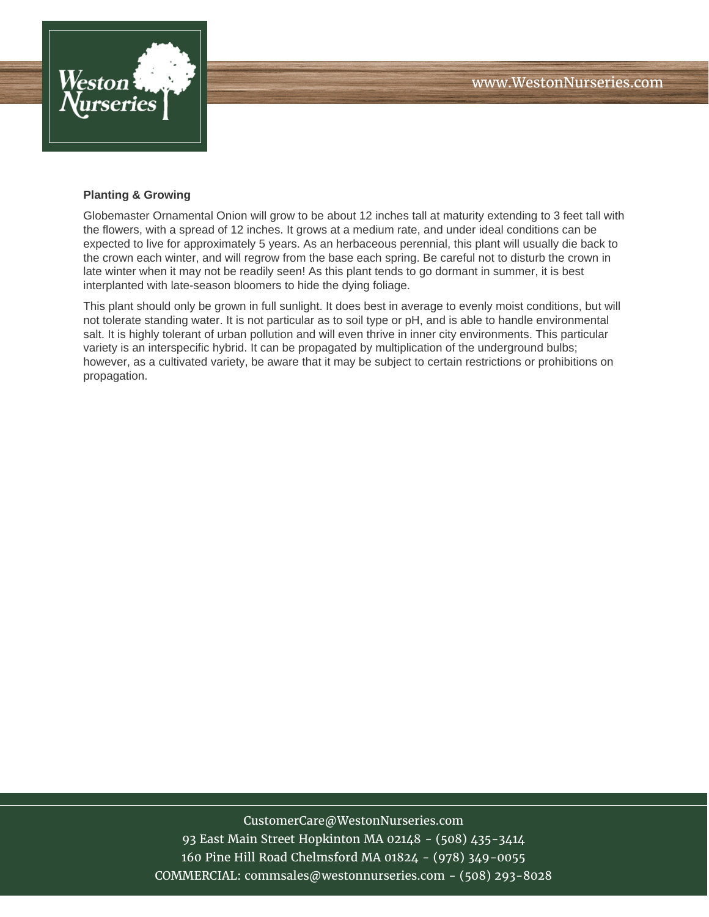**Planting & Growing**

Globemaster Ornamental Onion will grow to be about 12 inches tall at maturity extending to 3 feet tall with the flowers, with a spread of 12 inches. It grows at a medium rate, and under ideal conditions can be expected to live for approximately 5 years. As an herbaceous perennial, this plant will usually die back to the crown each winter, and will regrow from the base each spring. Be careful not to disturb the crown in late winter when it may not be readily seen! As this plant tends to go dormant in summer, it is best interplanted with late-season bloomers to hide the dying foliage.

This plant should only be grown in full sunlight. It does best in average to evenly moist conditions, but will not tolerate standing water. It is not particular as to soil type or pH, and is able to handle environmental salt. It is highly tolerant of urban pollution and will even thrive in inner city environments. This particular variety is an interspecific hybrid. It can be propagated by multiplication of the underground bulbs; however, as a cultivated variety, be aware that it may be subject to certain restrictions or prohibitions on propagation.